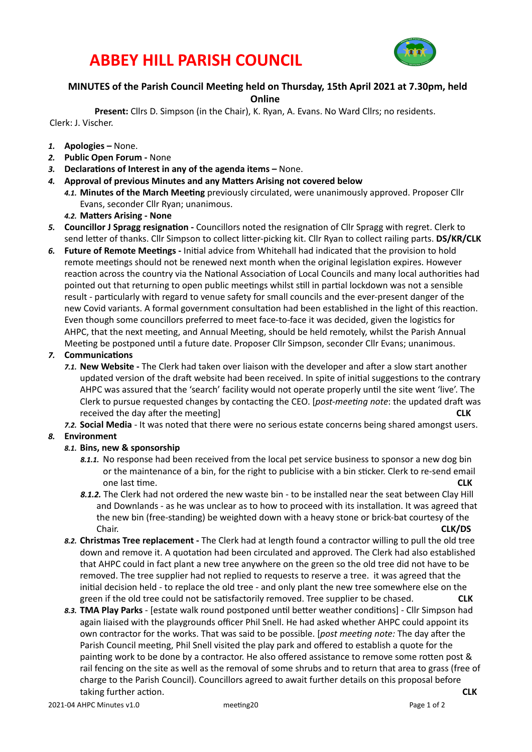# ABBEY HILL PARISH COUNCIL

**MINUTES of the Parish Council Meeting held on Thursday, 15th April 2021 at 7.30pm, held Online**

**Present:** Cllrs D. Simpson (in the Chair), K. Ryan, A. Evans. No Ward Cllrs; no residents. Clerk: J. Vischer.

1. **Apologies –** None.
2. **Public Open Forum -** None
3. **Declarations of Interest in any of the agenda items –** None.
4. **Approval of previous Minutes and any Matters Arising not covered below**
   - 4.1. **Minutes of the March Meeting** previously circulated, were unanimously approved. Proposer Cllr Evans, seconder Cllr Ryan; unanimous.
   - 4.2. **Matters Arising - None**
5. **Councillor J Spragg resignation -** Councillors noted the resignation of Cllr Spragg with regret. Clerk to send letter of thanks. Cllr Simpson to collect litter-picking kit. Cllr Ryan to collect railing parts. **DS/KR/CLK**
6. **Future of Remote Meetings -** Initial advice from Whitehall had indicated that the provision to hold remote meetings should not be renewed next month when the original legislation expires. However reaction across the country via the National Association of Local Councils and many local authorities had pointed out that returning to open public meetings whilst still in partial lockdown was not a sensible result - particularly with regard to venue safety for small councils and the ever-present danger of the new Covid variants. A formal government consultation had been established in the light of this reaction. Even though some councillors preferred to meet face-to-face it was decided, given the logistics for AHPC, that the next meeting, and Annual Meeting, should be held remotely, whilst the Parish Annual Meeting be postponed until a future date. Proposer Cllr Simpson, seconder Cllr Evans; unanimous.
7. **Communications**
   - 7.1. **New Website -** The Clerk had taken over liaison with the developer and after a slow start another updated version of the draft website had been received. In spite of initial suggestions to the contrary AHPC was assured that the 'search' facility would not operate properly until the site went 'live'. The Clerk to pursue requested changes by contacting the CEO. [*post-meeting note*: the updated draft was received the day after the meeting] **CLK**
   - 7.2. **Social Media** - It was noted that there were no serious estate concerns being shared amongst users.
8. **Environment**
   - 8.1. **Bins, new & sponsorship**
     - 8.1.1. No response had been received from the local pet service business to sponsor a new dog bin or the maintenance of a bin, for the right to publicise with a bin sticker. Clerk to re-send email one last time. **CLK**
     - 8.1.2. The Clerk had not ordered the new waste bin - to be installed near the seat between Clay Hill and Downlands - as he was unclear as to how to proceed with its installation. It was agreed that the new bin (free-standing) be weighted down with a heavy stone or brick-bat courtesy of the Chair. **CLK/DS**
   - 8.2. **Christmas Tree replacement -** The Clerk had at length found a contractor willing to pull the old tree down and remove it. A quotation had been circulated and approved. The Clerk had also established that AHPC could in fact plant a new tree anywhere on the green so the old tree did not have to be removed. The tree supplier had not replied to requests to reserve a tree. it was agreed that the initial decision held - to replace the old tree - and only plant the new tree somewhere else on the green if the old tree could not be satisfactorily removed. Tree supplier to be chased. **CLK**
   - 8.3. **TMA Play Parks** - [estate walk round postponed until better weather conditions] - Cllr Simpson had again liaised with the playgrounds officer Phil Snell. He had asked whether AHPC could appoint its own contractor for the works. That was said to be possible. [*post meeting note:* The day after the Parish Council meeting, Phil Snell visited the play park and offered to establish a quote for the painting work to be done by a contractor. He also offered assistance to remove some rotten post & rail fencing on the site as well as the removal of some shrubs and to return that area to grass (free of charge to the Parish Council). Councillors agreed to await further details on this proposal before taking further action. **CLK**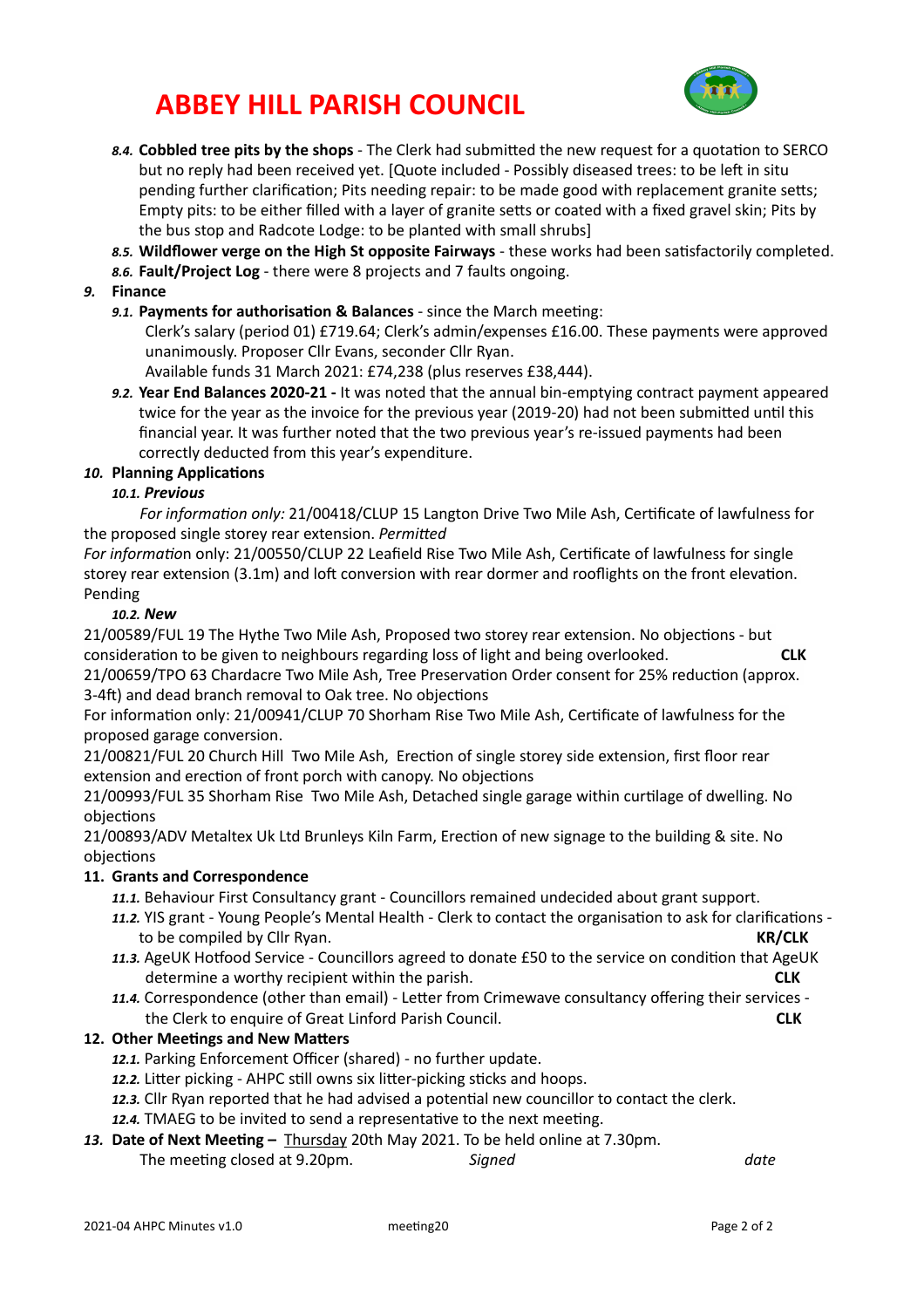# ABBEY HILL PARISH COUNCIL

*8.4.* **Cobbled tree pits by the shops** - The Clerk had submitted the new request for a quotation to SERCO but no reply had been received yet. [Quote included - Possibly diseased trees: to be left in situ pending further clarification; Pits needing repair: to be made good with replacement granite setts; Empty pits: to be either filled with a layer of granite setts or coated with a fixed gravel skin; Pits by the bus stop and Radcote Lodge: to be planted with small shrubs]

*8.5.* **Wildflower verge on the High St opposite Fairways** - these works had been satisfactorily completed.

*8.6.* **Fault/Project Log** - there were 8 projects and 7 faults ongoing.

*9.* **Finance**

*9.1.* **Payments for authorisation & Balances** - since the March meeting:
Clerk's salary (period 01) £719.64; Clerk's admin/expenses £16.00. These payments were approved unanimously. Proposer Cllr Evans, seconder Cllr Ryan.
Available funds 31 March 2021: £74,238 (plus reserves £38,444).

*9.2.* **Year End Balances 2020-21 -** It was noted that the annual bin-emptying contract payment appeared twice for the year as the invoice for the previous year (2019-20) had not been submitted until this financial year. It was further noted that the two previous year's re-issued payments had been correctly deducted from this year's expenditure.

*10.* **Planning Applications**

*10.1.* ***Previous***

*For information only:* 21/00418/CLUP 15 Langton Drive Two Mile Ash, Certificate of lawfulness for the proposed single storey rear extension. *Permitted*

*For information* only: 21/00550/CLUP 22 Leafield Rise Two Mile Ash, Certificate of lawfulness for single storey rear extension (3.1m) and loft conversion with rear dormer and rooflights on the front elevation. Pending

*10.2.* ***New***

21/00589/FUL 19 The Hythe Two Mile Ash, Proposed two storey rear extension. No objections - but consideration to be given to neighbours regarding loss of light and being overlooked. **CLK**

21/00659/TPO 63 Chardacre Two Mile Ash, Tree Preservation Order consent for 25% reduction (approx. 3-4ft) and dead branch removal to Oak tree. No objections

For information only: 21/00941/CLUP 70 Shorham Rise Two Mile Ash, Certificate of lawfulness for the proposed garage conversion.

21/00821/FUL 20 Church Hill Two Mile Ash, Erection of single storey side extension, first floor rear extension and erection of front porch with canopy. No objections

21/00993/FUL 35 Shorham Rise Two Mile Ash, Detached single garage within curtilage of dwelling. No objections

21/00893/ADV Metaltex Uk Ltd Brunleys Kiln Farm, Erection of new signage to the building & site. No objections

**11. Grants and Correspondence**

*11.1.* Behaviour First Consultancy grant - Councillors remained undecided about grant support.

*11.2.* YIS grant - Young People's Mental Health - Clerk to contact the organisation to ask for clarifications - to be compiled by Cllr Ryan. **KR/CLK**

*11.3.* AgeUK Hotfood Service - Councillors agreed to donate £50 to the service on condition that AgeUK determine a worthy recipient within the parish. **CLK**

*11.4.* Correspondence (other than email) - Letter from Crimewave consultancy offering their services - the Clerk to enquire of Great Linford Parish Council. **CLK**

**12. Other Meetings and New Matters**

*12.1.* Parking Enforcement Officer (shared) - no further update.

*12.2.* Litter picking - AHPC still owns six litter-picking sticks and hoops.

*12.3.* Cllr Ryan reported that he had advised a potential new councillor to contact the clerk.

*12.4.* TMAEG to be invited to send a representative to the next meeting.

*13.* **Date of Next Meeting –** Thursday 20th May 2021. To be held online at 7.30pm.

The meeting closed at 9.20pm. *Signed* *date*